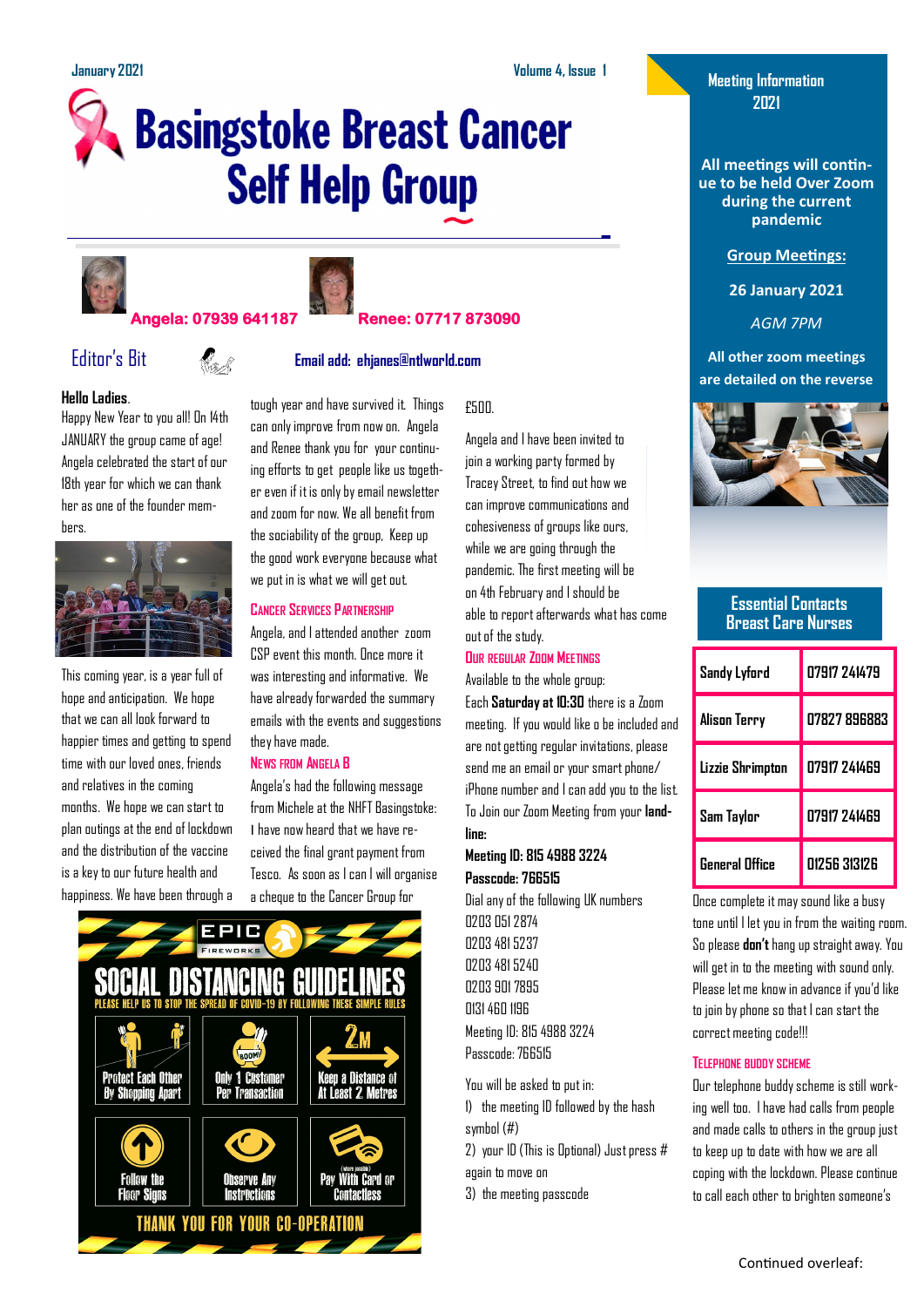January 2021 — Volume 4, Issue 1

# Basingstoke Breast Cancer Self Help Group

**Angela: 07939 641187** **Renee: 07717 873090**

## Editor's Bit

**Email add: ehjanes@ntlworld.com**

**Hello Ladies.**

Happy New Year to you all! On 14th JANUARY the group came of age! Angela celebrated the start of our 18th year for which we can thank her as one of the founder members.

This coming year, is a year full of hope and anticipation. We hope that we can all look forward to happier times and getting to spend time with our loved ones, friends and relatives in the coming months. We hope we can start to plan outings at the end of lockdown and the distribution of the vaccine is a key to our future health and happiness. We have been through a tough year and have survived it. Things can only improve from now on. Angela and Renee thank you for your continuing efforts to get people like us together even if it is only by email newsletter and zoom for now. We all benefit from the sociability of the group, Keep up the good work everyone because what we put in is what we will get out.

### Cancer Services Partnership

Angela, and I attended another zoom CSP event this month. Once more it was interesting and informative. We have already forwarded the summary emails with the events and suggestions they have made.

### News from Angela B

Angela's had the following message from Michele at the NHFT Basingstoke: I have now heard that we have received the final grant payment from Tesco. As soon as I can I will organise a cheque to the Cancer Group for £500.

Angela and I have been invited to join a working party formed by Tracey Street, to find out how we can improve communications and cohesiveness of groups like ours, while we are going through the pandemic. The first meeting will be on 4th February and I should be able to report afterwards what has come out of the study.

### Our Regular Zoom Meetings

Available to the whole group:

Each **Saturday at 10:30** there is a Zoom meeting. If you would like o be included and are not getting regular invitations, please send me an email or your smart phone/iPhone number and I can add you to the list.

To Join our Zoom Meeting from your **landline:**

**Meeting ID: 815 4988 3224**

**Passcode: 766515**

Dial any of the following UK numbers

0203 051 2874
0203 481 5237
0203 481 5240
0203 901 7895
0131 460 1196

Meeting ID: 815 4988 3224
Passcode: 766515

You will be asked to put in:

1) the meeting ID followed by the hash symbol (#)
2) your ID (This is Optional) Just press # again to move on
3) the meeting passcode

Once complete it may sound like a busy tone until I let you in from the waiting room. So please **don't** hang up straight away. You will get in to the meeting with sound only. Please let me know in advance if you'd like to join by phone so that I can start the correct meeting code!!!

### Telephone Buddy Scheme

Our telephone buddy scheme is still working well too. I have had calls from people and made calls to others in the group just to keep up to date with how we are all coping with the lockdown. Please continue to call each other to brighten someone's

Continued overleaf:

---

**Meeting Information 2021**

**All meetings will continue to be held Over Zoom during the current pandemic**

**Group Meetings:**

**26 January 2021**

*AGM 7PM*

**All other zoom meetings are detailed on the reverse**

### Essential Contacts Breast Care Nurses

| | |
|---|---|
| Sandy Lyford | 07917 241479 |
| Alison Terry | 07827 896883 |
| Lizzie Shrimpton | 07917 241469 |
| Sam Taylor | 07917 241469 |
| General Office | 01256 313126 |

---

EPIC FIREWORKS

**SOCIAL DISTANCING GUIDELINES**

PLEASE HELP US TO STOP THE SPREAD OF COVID-19 BY FOLLOWING THESE SIMPLE RULES

- Protect Each Other By Shopping Apart
- Only 1 Customer Per Transaction
- Keep a Distance of At Least 2 Metres
- Follow the Floor Signs
- Observe Any Instructions
- Pay With Card or Contactless (where possible)

THANK YOU FOR YOUR CO-OPERATION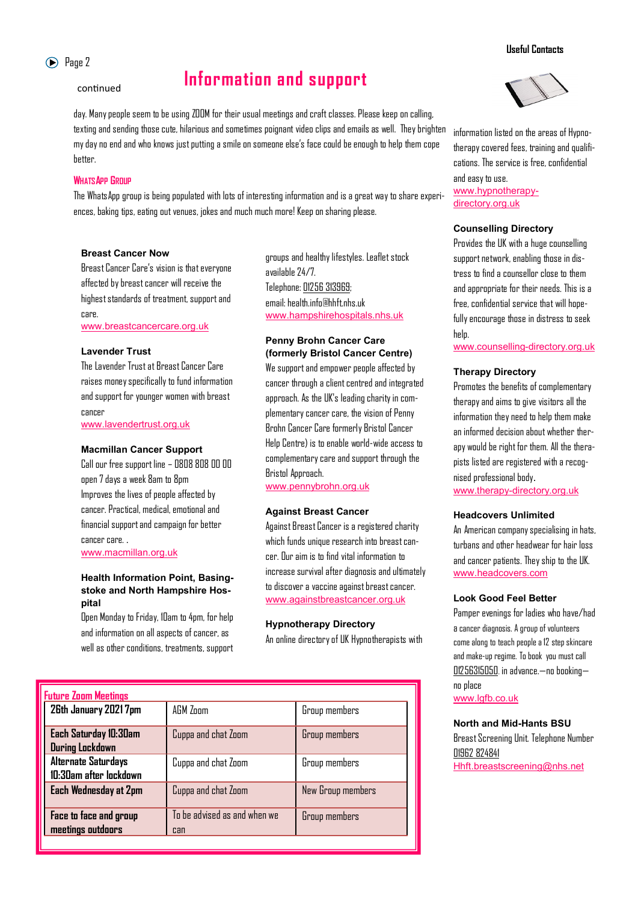Page 2

continued

# Information and support

day. Many people seem to be using ZOOM for their usual meetings and craft classes. Please keep on calling, texting and sending those cute, hilarious and sometimes poignant video clips and emails as well. They brighten my day no end and who knows just putting a smile on someone else's face could be enough to help them cope better.

### WhatsApp Group

The WhatsApp group is being populated with lots of interesting information and is a great way to share experiences, baking tips, eating out venues, jokes and much much more! Keep on sharing please.

**Breast Cancer Now**

Breast Cancer Care's vision is that everyone affected by breast cancer will receive the highest standards of treatment, support and care.
www.breastcancercare.org.uk

**Lavender Trust**

The Lavender Trust at Breast Cancer Care raises money specifically to fund information and support for younger women with breast cancer
www.lavendertrust.org.uk

**Macmillan Cancer Support**

Call our free support line – 0808 808 00 00 open 7 days a week 8am to 8pm
Improves the lives of people affected by cancer. Practical, medical, emotional and financial support and campaign for better cancer care. .
www.macmillan.org.uk

**Health Information Point, Basingstoke and North Hampshire Hospital**

Open Monday to Friday, 10am to 4pm, for help and information on all aspects of cancer, as well as other conditions, treatments, support groups and healthy lifestyles. Leaflet stock available 24/7.
Telephone: 01256 313969;
email: health.info@hhft.nhs.uk
www.hampshirehospitals.nhs.uk

**Penny Brohn Cancer Care (formerly Bristol Cancer Centre)**

We support and empower people affected by cancer through a client centred and integrated approach. As the UK's leading charity in complementary cancer care, the vision of Penny Brohn Cancer Care formerly Bristol Cancer Help Centre) is to enable world-wide access to complementary care and support through the Bristol Approach.
www.pennybrohn.org.uk

**Against Breast Cancer**

Against Breast Cancer is a registered charity which funds unique research into breast cancer. Our aim is to find vital information to increase survival after diagnosis and ultimately to discover a vaccine against breast cancer.
www.againstbreastcancer.org.uk

**Hypnotherapy Directory**

An online directory of UK Hypnotherapists with information listed on the areas of Hypnotherapy covered fees, training and qualifications. The service is free, confidential and easy to use.
www.hypnotherapy-directory.org.uk

### Future Zoom Meetings

| | | |
|---|---|---|
| **26th January 2021 7pm** | AGM Zoom | Group members |
| **Each Saturday 10:30am During Lockdown** | Cuppa and chat Zoom | Group members |
| **Alternate Saturdays 10:30am after lockdown** | Cuppa and chat Zoom | Group members |
| **Each Wednesday at 2pm** | Cuppa and chat Zoom | New Group members |
| **Face to face and group meetings outdoors** | To be advised as and when we can | Group members |

## Useful Contacts

**Counselling Directory**

Provides the UK with a huge counselling support network, enabling those in distress to find a counsellor close to them and appropriate for their needs. This is a free, confidential service that will hopefully encourage those in distress to seek help.
www.counselling-directory.org.uk

**Therapy Directory**

Promotes the benefits of complementary therapy and aims to give visitors all the information they need to help them make an informed decision about whether therapy would be right for them. All the therapists listed are registered with a recognised professional body.
www.therapy-directory.org.uk

**Headcovers Unlimited**

An American company specialising in hats, turbans and other headwear for hair loss and cancer patients. They ship to the UK.
www.headcovers.com

**Look Good Feel Better**

Pamper evenings for ladies who have/had a cancer diagnosis. A group of volunteers come along to teach people a 12 step skincare and make-up regime. To book you must call 01256315050. in advance.—no booking—no place
www.lgfb.co.uk

**North and Mid-Hants BSU**

Breast Screening Unit. Telephone Number 01962 824841
Hhft.breastscreening@nhs.net